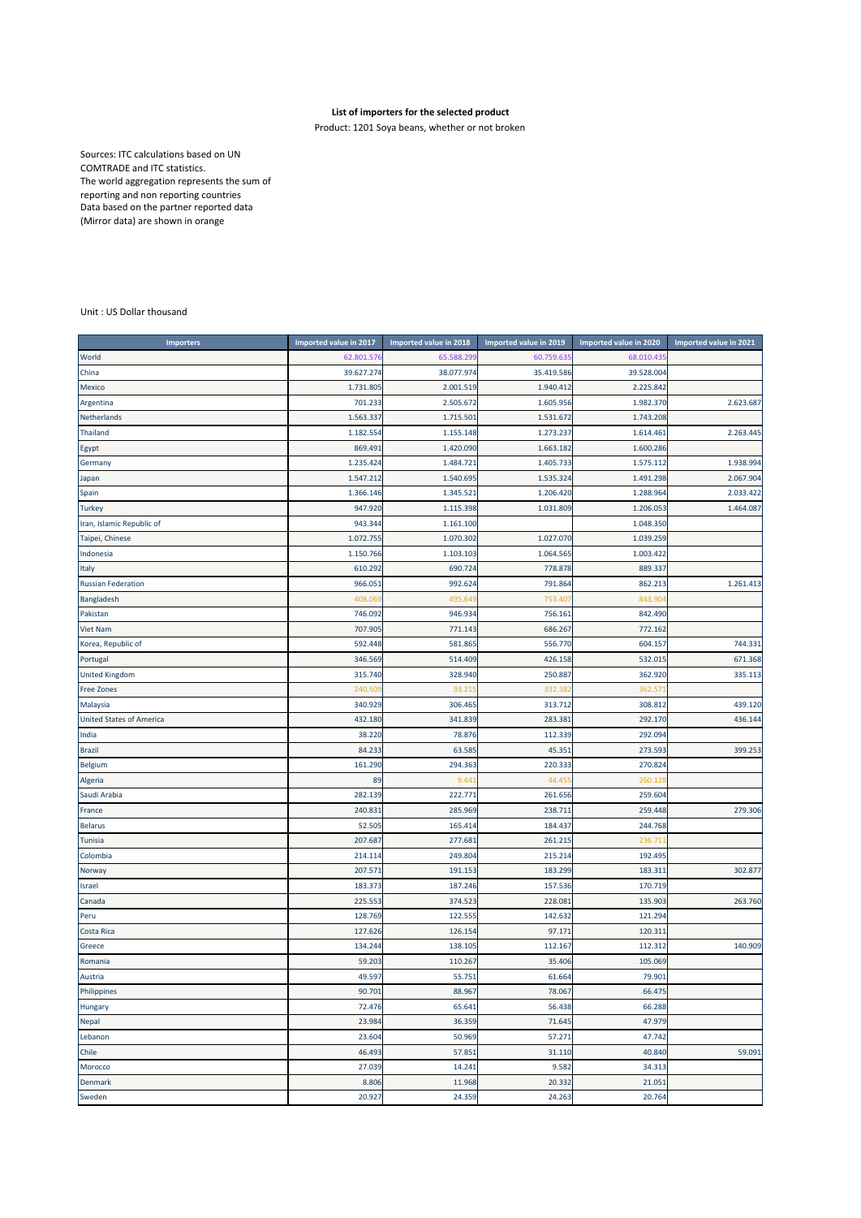**List of importers for the selected product**

Product: 1201 Soya beans, whether or not broken

Sources: ITC calculations based on UN COMTRADE and ITC statistics.
The world aggregation represents the sum of reporting and non reporting countries
Data based on the partner reported data (Mirror data) are shown in orange

Unit : US Dollar thousand

| Importers | Imported value in 2017 | Imported value in 2018 | Imported value in 2019 | Imported value in 2020 | Imported value in 2021 |
|---|---|---|---|---|---|
| World | 62.801.576 | 65.588.299 | 60.759.635 | 68.010.435 | |
| China | 39.627.274 | 38.077.974 | 35.419.586 | 39.528.004 | |
| Mexico | 1.731.805 | 2.001.519 | 1.940.412 | 2.225.842 | |
| Argentina | 701.233 | 2.505.672 | 1.605.956 | 1.982.370 | 2.623.687 |
| Netherlands | 1.563.337 | 1.715.501 | 1.531.672 | 1.743.208 | |
| Thailand | 1.182.554 | 1.155.148 | 1.273.237 | 1.614.461 | 2.263.445 |
| Egypt | 869.491 | 1.420.090 | 1.663.182 | 1.600.286 | |
| Germany | 1.235.424 | 1.484.721 | 1.405.733 | 1.575.112 | 1.938.994 |
| Japan | 1.547.212 | 1.540.695 | 1.535.324 | 1.491.298 | 2.067.904 |
| Spain | 1.366.146 | 1.345.521 | 1.206.420 | 1.288.964 | 2.033.422 |
| Turkey | 947.920 | 1.115.398 | 1.031.809 | 1.206.053 | 1.464.087 |
| Iran, Islamic Republic of | 943.344 | 1.161.100 | | 1.048.350 | |
| Taipei, Chinese | 1.072.755 | 1.070.302 | 1.027.070 | 1.039.259 | |
| Indonesia | 1.150.766 | 1.103.103 | 1.064.565 | 1.003.422 | |
| Italy | 610.292 | 690.724 | 778.878 | 889.337 | |
| Russian Federation | 966.051 | 992.624 | 791.864 | 862.213 | 1.261.413 |
| Bangladesh | 408.069 | 495.649 | 753.407 | 843.904 | |
| Pakistan | 746.092 | 946.934 | 756.161 | 842.490 | |
| Viet Nam | 707.905 | 771.143 | 686.267 | 772.162 | |
| Korea, Republic of | 592.448 | 581.865 | 556.770 | 604.157 | 744.331 |
| Portugal | 346.569 | 514.409 | 426.158 | 532.015 | 671.368 |
| United Kingdom | 315.740 | 328.940 | 250.887 | 362.920 | 335.113 |
| Free Zones | 240.509 | 93.215 | 332.382 | 362.571 | |
| Malaysia | 340.929 | 306.465 | 313.712 | 308.812 | 439.120 |
| United States of America | 432.180 | 341.839 | 283.381 | 292.170 | 436.144 |
| India | 38.220 | 78.876 | 112.339 | 292.094 | |
| Brazil | 84.233 | 63.585 | 45.351 | 273.593 | 399.253 |
| Belgium | 161.290 | 294.363 | 220.333 | 270.824 | |
| Algeria | 89 | 9.441 | 44.455 | 260.128 | |
| Saudi Arabia | 282.139 | 222.771 | 261.656 | 259.604 | |
| France | 240.831 | 285.969 | 238.711 | 259.448 | 279.306 |
| Belarus | 52.505 | 165.414 | 184.437 | 244.768 | |
| Tunisia | 207.687 | 277.681 | 261.215 | 236.711 | |
| Colombia | 214.114 | 249.804 | 215.214 | 192.495 | |
| Norway | 207.571 | 191.153 | 183.299 | 183.311 | 302.877 |
| Israel | 183.373 | 187.246 | 157.536 | 170.719 | |
| Canada | 225.553 | 374.523 | 228.081 | 135.903 | 263.760 |
| Peru | 128.769 | 122.555 | 142.632 | 121.294 | |
| Costa Rica | 127.626 | 126.154 | 97.171 | 120.311 | |
| Greece | 134.244 | 138.105 | 112.167 | 112.312 | 140.909 |
| Romania | 59.203 | 110.267 | 35.406 | 105.069 | |
| Austria | 49.597 | 55.751 | 61.664 | 79.901 | |
| Philippines | 90.701 | 88.967 | 78.067 | 66.475 | |
| Hungary | 72.476 | 65.641 | 56.438 | 66.288 | |
| Nepal | 23.984 | 36.359 | 71.645 | 47.979 | |
| Lebanon | 23.604 | 50.969 | 57.271 | 47.742 | |
| Chile | 46.493 | 57.851 | 31.110 | 40.840 | 59.091 |
| Morocco | 27.039 | 14.241 | 9.582 | 34.313 | |
| Denmark | 8.806 | 11.968 | 20.332 | 21.051 | |
| Sweden | 20.927 | 24.359 | 24.263 | 20.764 | |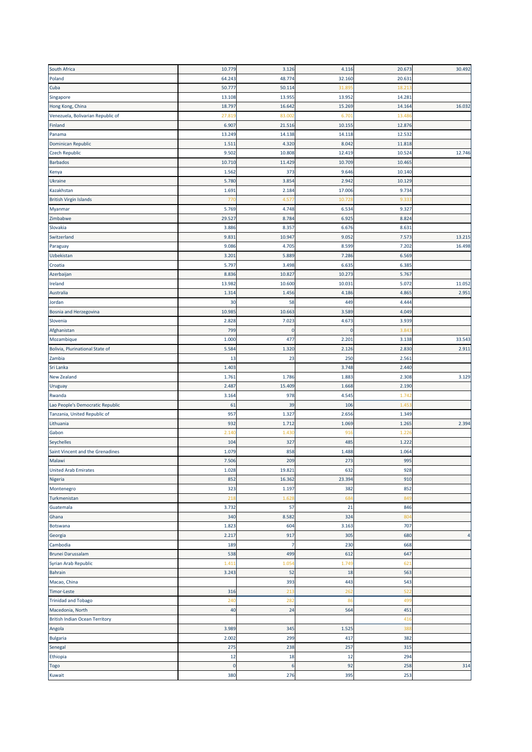| | | | | | |
|---|---|---|---|---|---|
| South Africa | 10.779 | 3.126 | 4.116 | 20.673 | 30.492 |
| Poland | 64.243 | 48.774 | 32.160 | 20.631 | |
| Cuba | 50.777 | 50.114 | 31.895 | 18.213 | |
| Singapore | 13.108 | 13.955 | 13.952 | 14.281 | |
| Hong Kong, China | 18.797 | 16.642 | 15.269 | 14.164 | 16.032 |
| Venezuela, Bolivarian Republic of | 27.819 | 83.002 | 6.701 | 13.486 | |
| Finland | 6.907 | 21.516 | 10.155 | 12.876 | |
| Panama | 13.249 | 14.138 | 14.118 | 12.532 | |
| Dominican Republic | 1.511 | 4.320 | 8.042 | 11.818 | |
| Czech Republic | 9.502 | 10.808 | 12.419 | 10.524 | 12.746 |
| Barbados | 10.710 | 11.429 | 10.709 | 10.465 | |
| Kenya | 1.562 | 373 | 9.646 | 10.140 | |
| Ukraine | 5.780 | 3.854 | 2.942 | 10.129 | |
| Kazakhstan | 1.691 | 2.184 | 17.006 | 9.734 | |
| British Virgin Islands | 770 | 4.577 | 10.728 | 9.333 | |
| Myanmar | 5.769 | 4.748 | 6.534 | 9.327 | |
| Zimbabwe | 29.527 | 8.784 | 6.925 | 8.824 | |
| Slovakia | 3.886 | 8.357 | 6.676 | 8.631 | |
| Switzerland | 9.831 | 10.947 | 9.052 | 7.573 | 13.215 |
| Paraguay | 9.086 | 4.705 | 8.599 | 7.202 | 16.498 |
| Uzbekistan | 3.201 | 5.889 | 7.286 | 6.569 | |
| Croatia | 5.797 | 3.498 | 6.635 | 6.385 | |
| Azerbaijan | 8.836 | 10.827 | 10.273 | 5.767 | |
| Ireland | 13.982 | 10.600 | 10.031 | 5.072 | 11.052 |
| Australia | 1.314 | 1.456 | 4.186 | 4.865 | 2.951 |
| Jordan | 30 | 58 | 449 | 4.444 | |
| Bosnia and Herzegovina | 10.985 | 10.663 | 3.589 | 4.049 | |
| Slovenia | 2.828 | 7.023 | 4.673 | 3.939 | |
| Afghanistan | 799 | 0 | 0 | 3.843 | |
| Mozambique | 1.000 | 477 | 2.201 | 3.138 | 33.543 |
| Bolivia, Plurinational State of | 5.584 | 1.320 | 2.126 | 2.830 | 2.911 |
| Zambia | 13 | 23 | 250 | 2.561 | |
| Sri Lanka | 1.403 | | 3.748 | 2.440 | |
| New Zealand | 1.761 | 1.786 | 1.883 | 2.308 | 3.129 |
| Uruguay | 2.487 | 15.409 | 1.668 | 2.190 | |
| Rwanda | 3.164 | 978 | 4.545 | 1.742 | |
| Lao People's Democratic Republic | 61 | 39 | 106 | 1.453 | |
| Tanzania, United Republic of | 957 | 1.327 | 2.656 | 1.349 | |
| Lithuania | 932 | 1.712 | 1.069 | 1.265 | 2.394 |
| Gabon | 2.140 | 1.430 | 916 | 1.226 | |
| Seychelles | 104 | 327 | 485 | 1.222 | |
| Saint Vincent and the Grenadines | 1.079 | 858 | 1.488 | 1.064 | |
| Malawi | 7.506 | 209 | 273 | 995 | |
| United Arab Emirates | 1.028 | 19.821 | 632 | 928 | |
| Nigeria | 852 | 16.362 | 23.394 | 910 | |
| Montenegro | 323 | 1.197 | 382 | 852 | |
| Turkmenistan | 218 | 1.628 | 684 | 849 | |
| Guatemala | 3.732 | 57 | 21 | 846 | |
| Ghana | 340 | 8.582 | 324 | 804 | |
| Botswana | 1.823 | 604 | 3.163 | 707 | |
| Georgia | 2.217 | 917 | 305 | 680 | 4 |
| Cambodia | 189 | 7 | 230 | 668 | |
| Brunei Darussalam | 538 | 499 | 612 | 647 | |
| Syrian Arab Republic | 1.411 | 1.054 | 1.749 | 621 | |
| Bahrain | 3.243 | 52 | 18 | 563 | |
| Macao, China | | 393 | 443 | 543 | |
| Timor-Leste | 316 | 213 | 262 | 522 | |
| Trinidad and Tobago | 240 | 282 | 86 | 499 | |
| Macedonia, North | 40 | 24 | 564 | 451 | |
| British Indian Ocean Territory | | | | 416 | |
| Angola | 3.989 | 345 | 1.525 | 388 | |
| Bulgaria | 2.002 | 299 | 417 | 382 | |
| Senegal | 275 | 238 | 257 | 315 | |
| Ethiopia | 12 | 18 | 12 | 294 | |
| Togo | 0 | 6 | 92 | 258 | 314 |
| Kuwait | 380 | 276 | 395 | 253 | |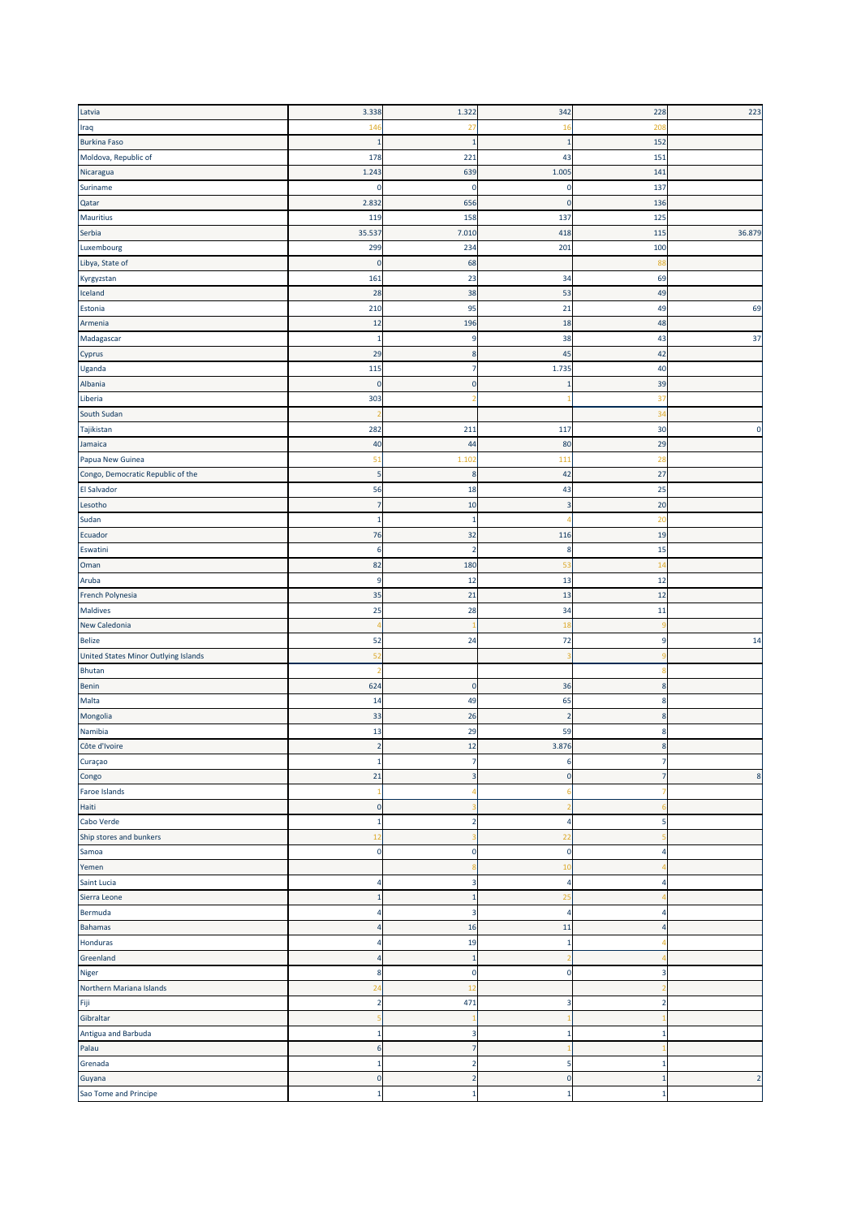| | | | | | |
|---|---|---|---|---|---|
| Latvia | 3.338 | 1.322 | 342 | 228 | 223 |
| Iraq | 146 | 27 | 16 | 208 | |
| Burkina Faso | 1 | 1 | 1 | 152 | |
| Moldova, Republic of | 178 | 221 | 43 | 151 | |
| Nicaragua | 1.243 | 639 | 1.005 | 141 | |
| Suriname | 0 | 0 | 0 | 137 | |
| Qatar | 2.832 | 656 | 0 | 136 | |
| Mauritius | 119 | 158 | 137 | 125 | |
| Serbia | 35.537 | 7.010 | 418 | 115 | 36.879 |
| Luxembourg | 299 | 234 | 201 | 100 | |
| Libya, State of | 0 | 68 | | 88 | |
| Kyrgyzstan | 161 | 23 | 34 | 69 | |
| Iceland | 28 | 38 | 53 | 49 | |
| Estonia | 210 | 95 | 21 | 49 | 69 |
| Armenia | 12 | 196 | 18 | 48 | |
| Madagascar | 1 | 9 | 38 | 43 | 37 |
| Cyprus | 29 | 8 | 45 | 42 | |
| Uganda | 115 | 7 | 1.735 | 40 | |
| Albania | 0 | 0 | 1 | 39 | |
| Liberia | 303 | 2 | 1 | 37 | |
| South Sudan | 2 | | | 34 | |
| Tajikistan | 282 | 211 | 117 | 30 | 0 |
| Jamaica | 40 | 44 | 80 | 29 | |
| Papua New Guinea | 51 | 1.102 | 111 | 28 | |
| Congo, Democratic Republic of the | 5 | 8 | 42 | 27 | |
| El Salvador | 56 | 18 | 43 | 25 | |
| Lesotho | 7 | 10 | 3 | 20 | |
| Sudan | 1 | 1 | 4 | 20 | |
| Ecuador | 76 | 32 | 116 | 19 | |
| Eswatini | 6 | 2 | 8 | 15 | |
| Oman | 82 | 180 | 53 | 14 | |
| Aruba | 9 | 12 | 13 | 12 | |
| French Polynesia | 35 | 21 | 13 | 12 | |
| Maldives | 25 | 28 | 34 | 11 | |
| New Caledonia | 4 | 1 | 18 | 9 | |
| Belize | 52 | 24 | 72 | 9 | 14 |
| United States Minor Outlying Islands | 52 | | 3 | 9 | |
| Bhutan | 2 | | | 8 | |
| Benin | 624 | 0 | 36 | 8 | |
| Malta | 14 | 49 | 65 | 8 | |
| Mongolia | 33 | 26 | 2 | 8 | |
| Namibia | 13 | 29 | 59 | 8 | |
| Côte d'Ivoire | 2 | 12 | 3.876 | 8 | |
| Curaçao | 1 | 7 | 6 | 7 | |
| Congo | 21 | 3 | 0 | 7 | 8 |
| Faroe Islands | 1 | 4 | 6 | 7 | |
| Haiti | 0 | 3 | 2 | 6 | |
| Cabo Verde | 1 | 2 | 4 | 5 | |
| Ship stores and bunkers | 12 | 3 | 22 | 5 | |
| Samoa | 0 | 0 | 0 | 4 | |
| Yemen | | 8 | 10 | 4 | |
| Saint Lucia | 4 | 3 | 4 | 4 | |
| Sierra Leone | 1 | 1 | 25 | 4 | |
| Bermuda | 4 | 3 | 4 | 4 | |
| Bahamas | 4 | 16 | 11 | 4 | |
| Honduras | 4 | 19 | 1 | 4 | |
| Greenland | 4 | 1 | 2 | 4 | |
| Niger | 8 | 0 | 0 | 3 | |
| Northern Mariana Islands | 24 | 12 | | 2 | |
| Fiji | 2 | 471 | 3 | 2 | |
| Gibraltar | 5 | 1 | 1 | 1 | |
| Antigua and Barbuda | 1 | 3 | 1 | 1 | |
| Palau | 6 | 7 | 1 | 1 | |
| Grenada | 1 | 2 | 5 | 1 | |
| Guyana | 0 | 2 | 0 | 1 | 2 |
| Sao Tome and Principe | 1 | 1 | 1 | 1 | |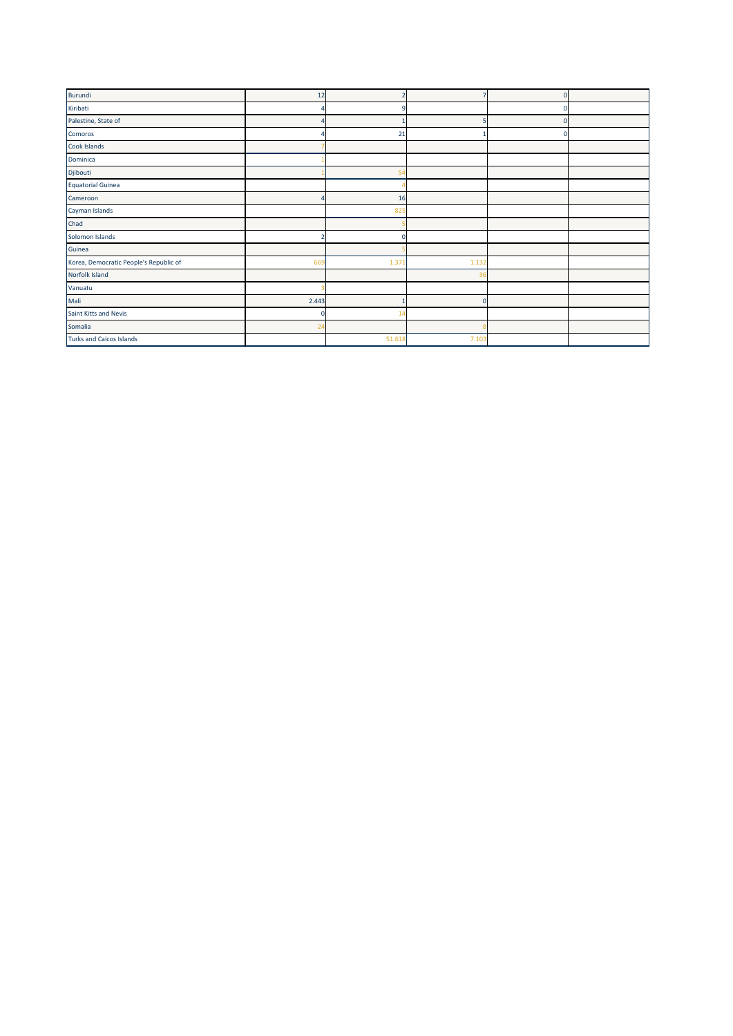| | | | | | |
|---|---|---|---|---|---|
| Burundi | 12 | 2 | 7 | 0 | |
| Kiribati | 4 | 9 | | 0 | |
| Palestine, State of | 4 | 1 | 5 | 0 | |
| Comoros | 4 | 21 | 1 | 0 | |
| Cook Islands | 7 | | | | |
| Dominica | 1 | | | | |
| Djibouti | 1 | 54 | | | |
| Equatorial Guinea | | 4 | | | |
| Cameroon | 4 | 16 | | | |
| Cayman Islands | | 825 | | | |
| Chad | | 5 | | | |
| Solomon Islands | 2 | 0 | | | |
| Guinea | | 5 | | | |
| Korea, Democratic People's Republic of | 669 | 1.371 | 1.132 | | |
| Norfolk Island | | | 36 | | |
| Vanuatu | 3 | | | | |
| Mali | 2.443 | 1 | 0 | | |
| Saint Kitts and Nevis | 0 | 14 | | | |
| Somalia | 24 | | 8 | | |
| Turks and Caicos Islands | | 51.618 | 7.103 | | |